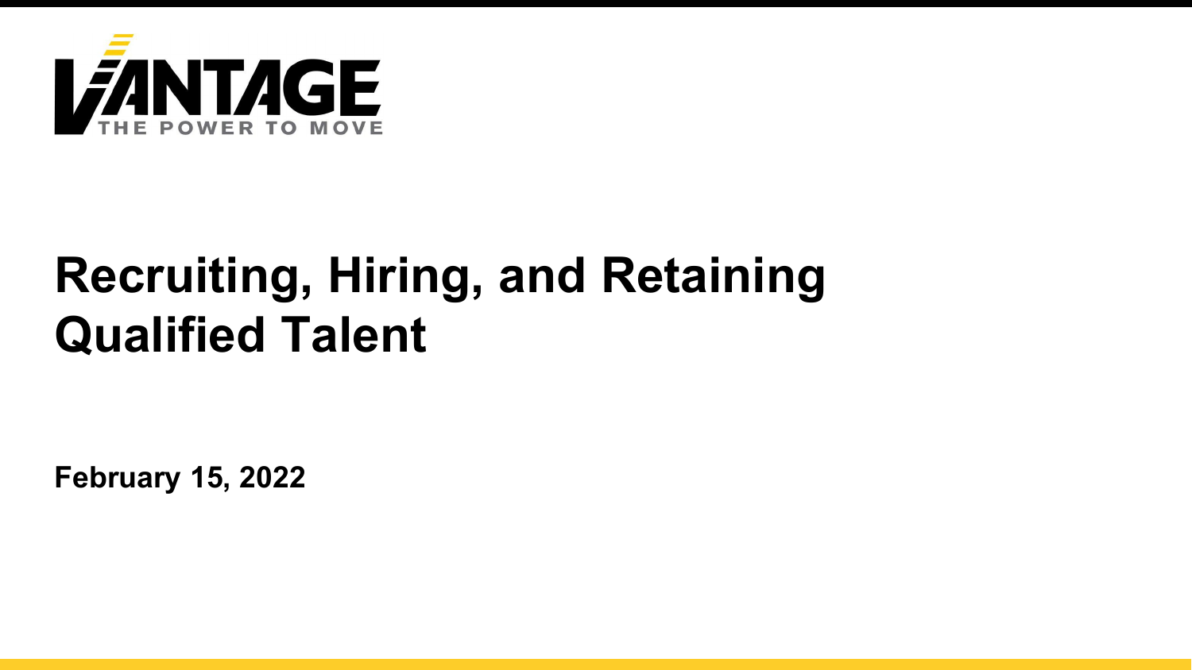VANTAGE
THE POWER TO MOVE

# Recruiting, Hiring, and Retaining Qualified Talent

**February 15, 2022**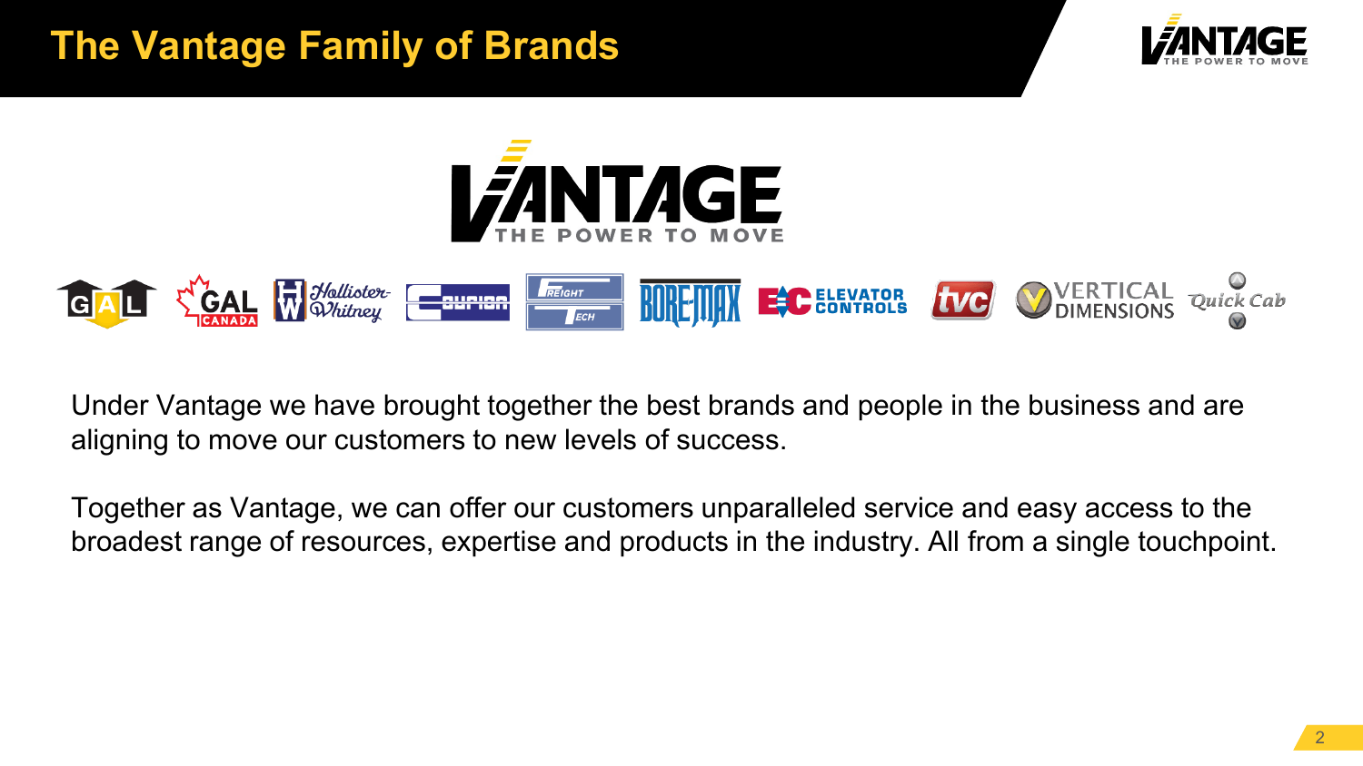# The Vantage Family of Brands

Under Vantage we have brought together the best brands and people in the business and are aligning to move our customers to new levels of success.

Together as Vantage, we can offer our customers unparalleled service and easy access to the broadest range of resources, expertise and products in the industry. All from a single touchpoint.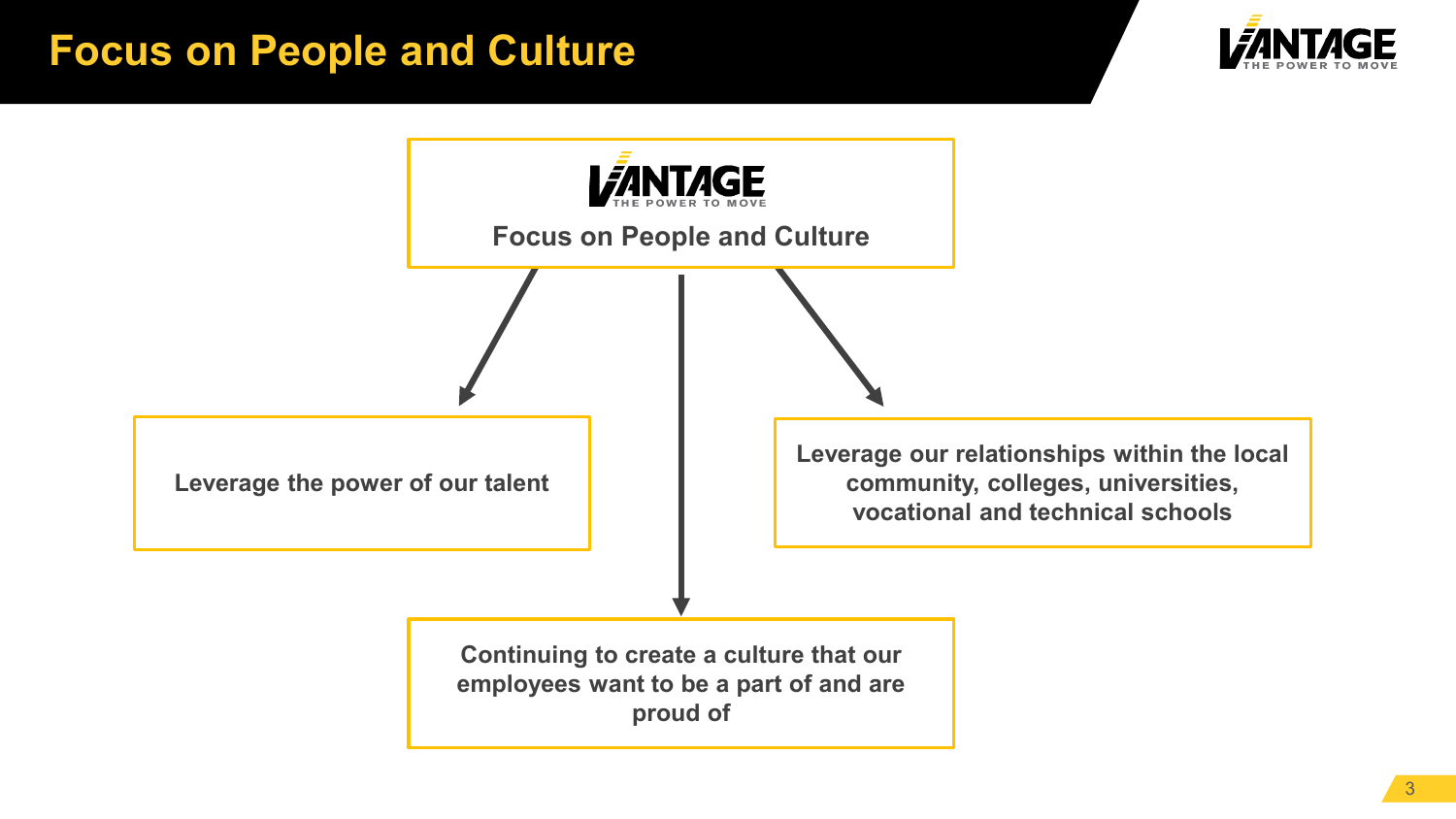# Focus on People and Culture

**VANTAGE** — THE POWER TO MOVE

**Focus on People and Culture**

- Leverage the power of our talent
- Leverage our relationships within the local community, colleges, universities, vocational and technical schools
- Continuing to create a culture that our employees want to be a part of and are proud of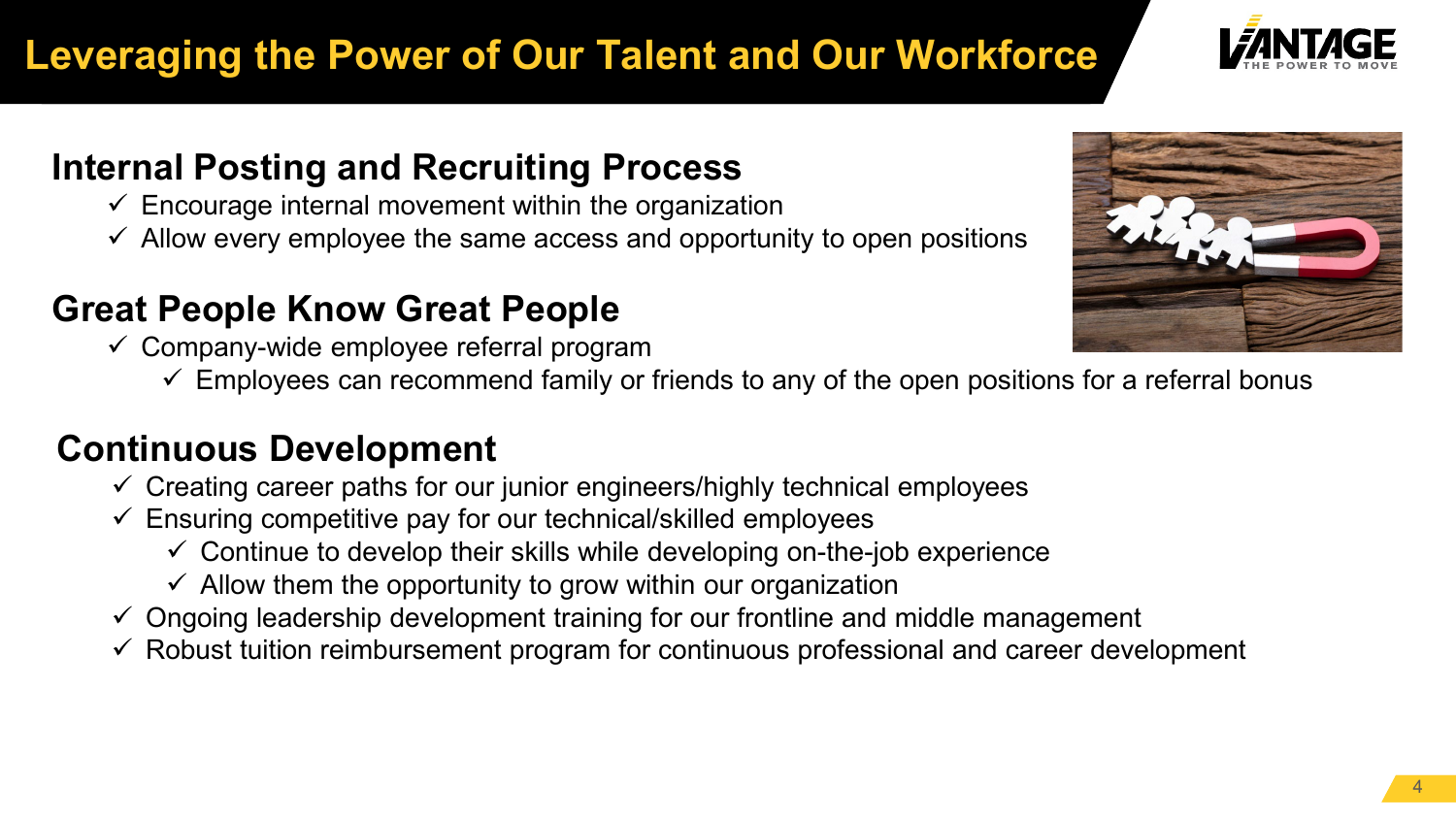# Leveraging the Power of Our Talent and Our Workforce

## Internal Posting and Recruiting Process

- ✓ Encourage internal movement within the organization
- ✓ Allow every employee the same access and opportunity to open positions

## Great People Know Great People

- ✓ Company-wide employee referral program
  - ✓ Employees can recommend family or friends to any of the open positions for a referral bonus

## Continuous Development

- ✓ Creating career paths for our junior engineers/highly technical employees
- ✓ Ensuring competitive pay for our technical/skilled employees
  - ✓ Continue to develop their skills while developing on-the-job experience
  - ✓ Allow them the opportunity to grow within our organization
- ✓ Ongoing leadership development training for our frontline and middle management
- ✓ Robust tuition reimbursement program for continuous professional and career development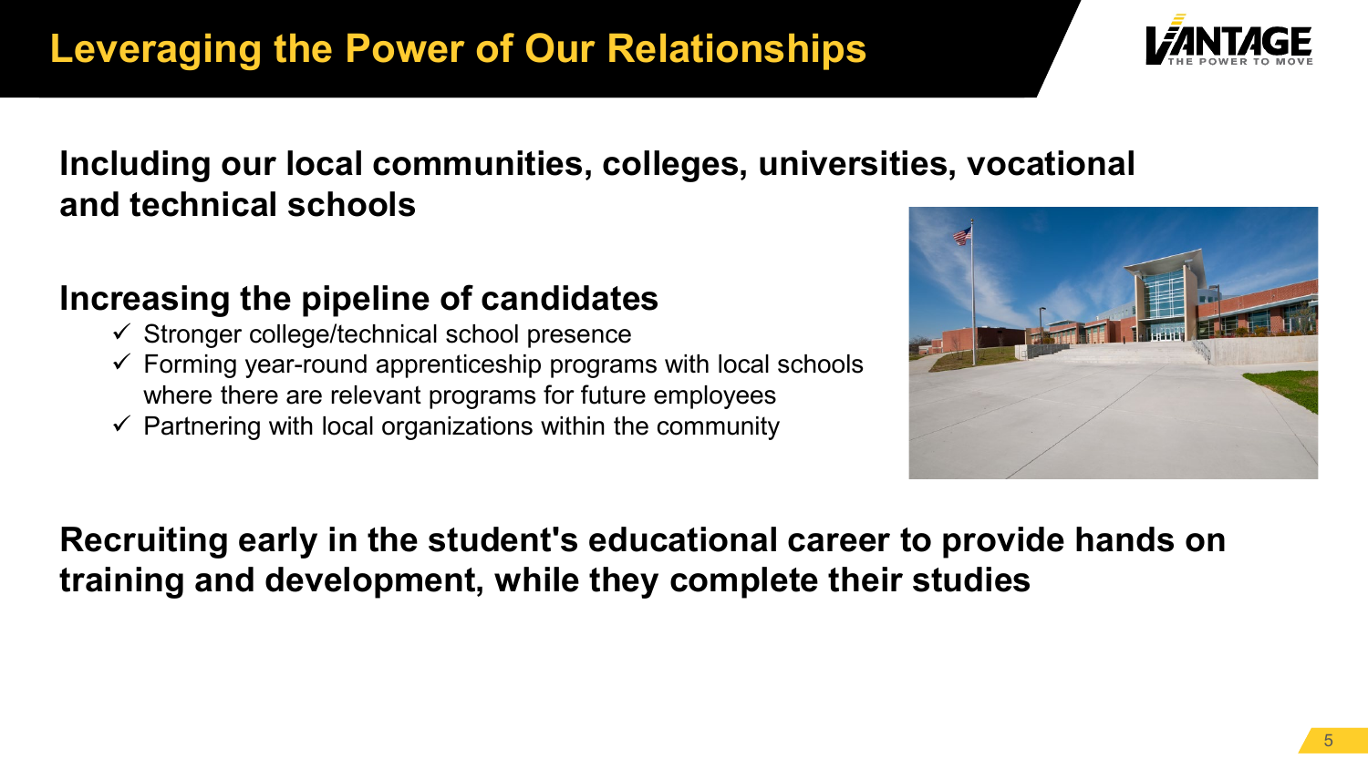# Leveraging the Power of Our Relationships

**Including our local communities, colleges, universities, vocational and technical schools**

## Increasing the pipeline of candidates

- ✓ Stronger college/technical school presence
- ✓ Forming year-round apprenticeship programs with local schools where there are relevant programs for future employees
- ✓ Partnering with local organizations within the community

**Recruiting early in the student's educational career to provide hands on training and development, while they complete their studies**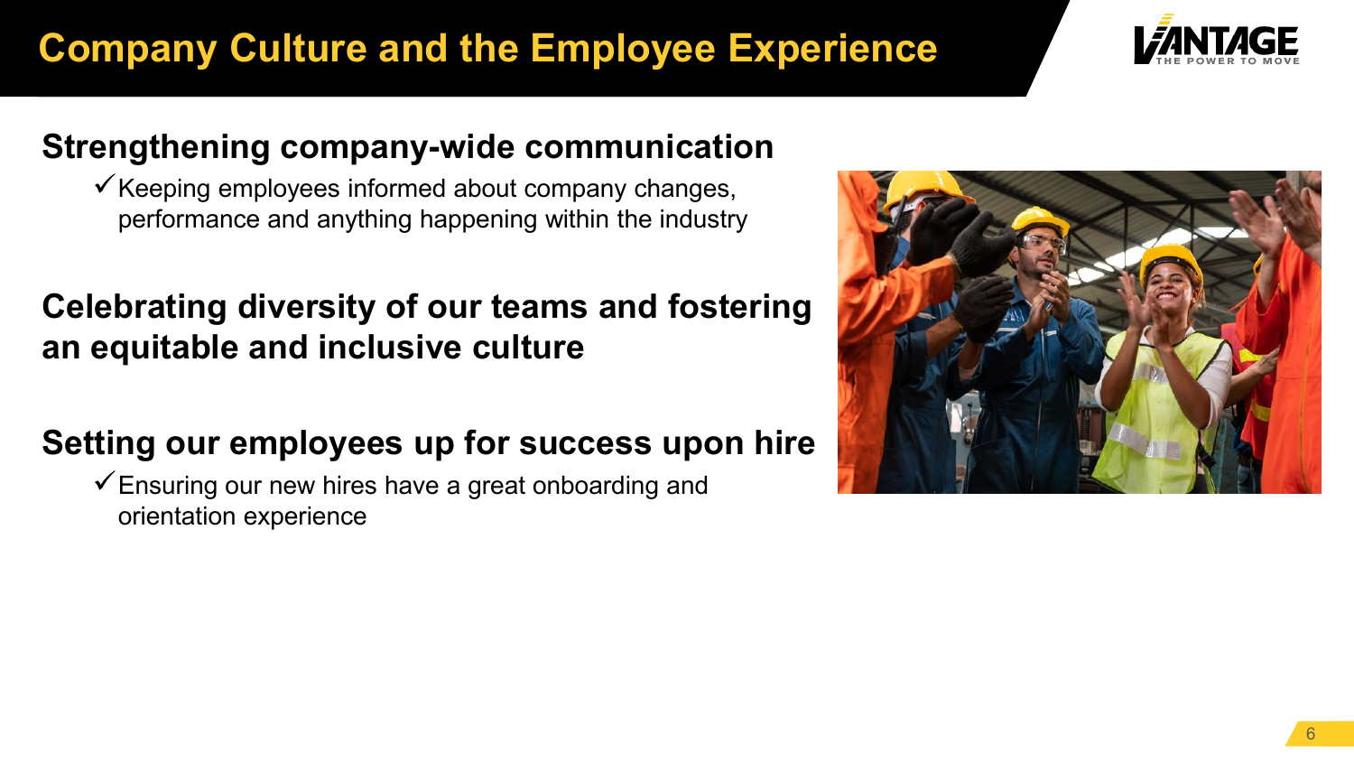# Company Culture and the Employee Experience

## Strengthening company-wide communication

- ✓ Keeping employees informed about company changes, performance and anything happening within the industry

## Celebrating diversity of our teams and fostering an equitable and inclusive culture

## Setting our employees up for success upon hire

- ✓ Ensuring our new hires have a great onboarding and orientation experience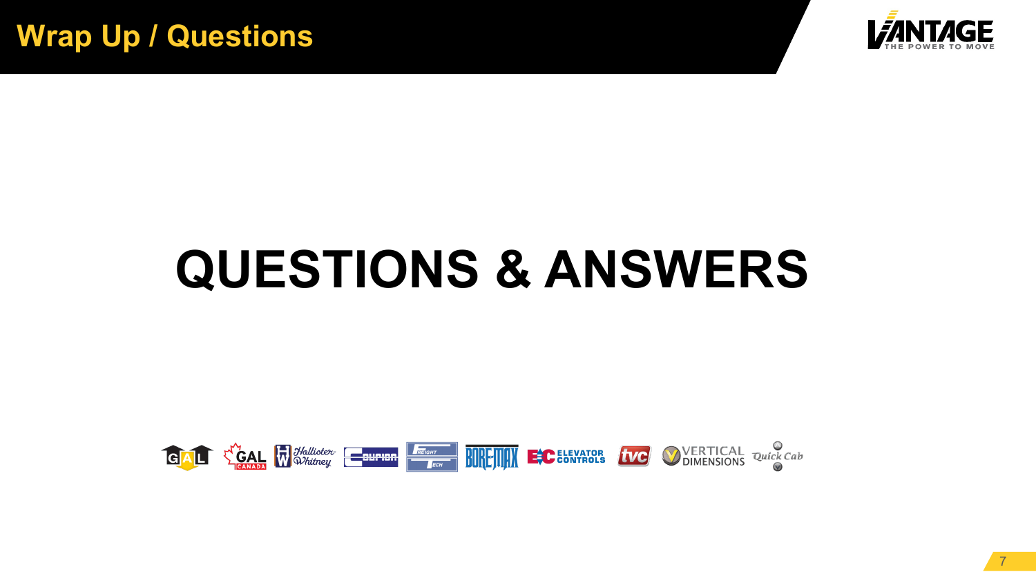# Wrap Up / Questions

# QUESTIONS & ANSWERS